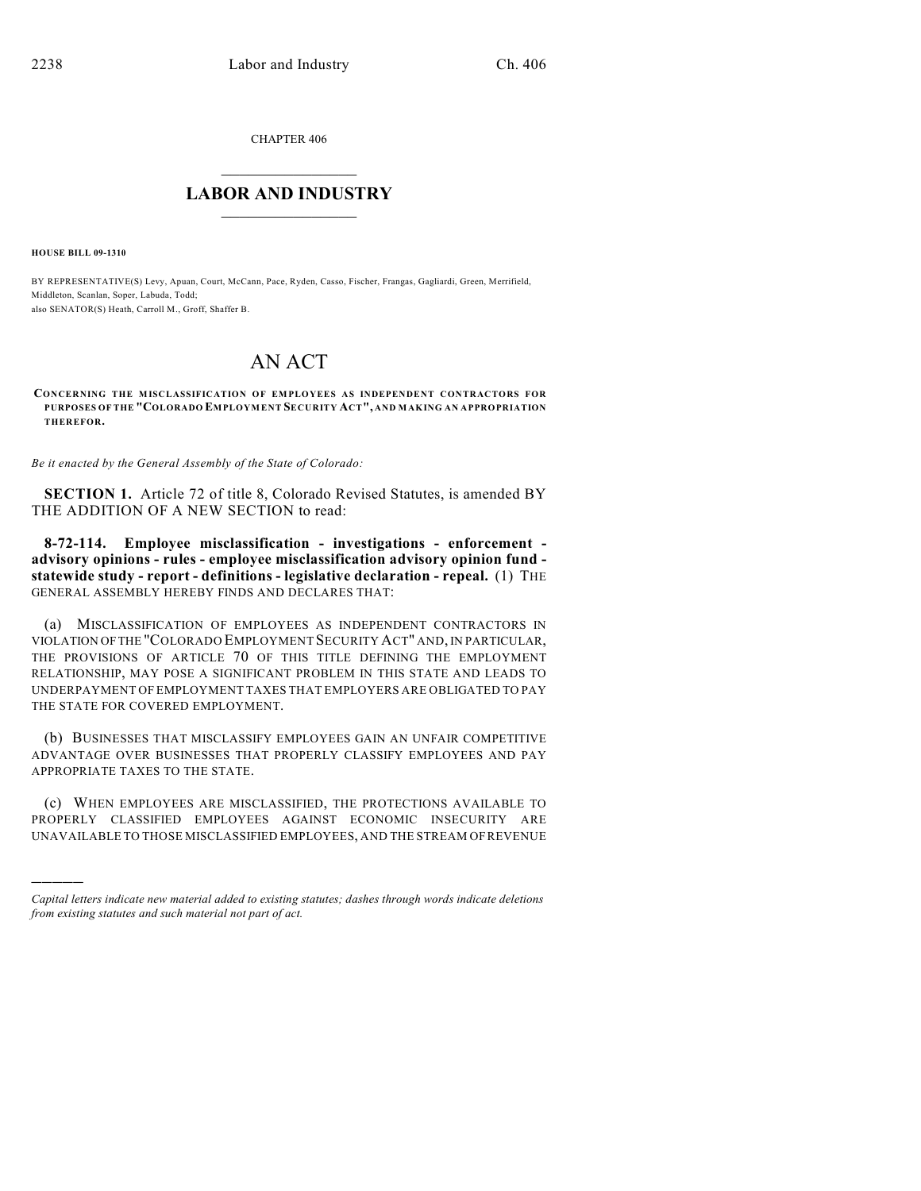CHAPTER 406

# LABOR AND INDUSTRY

**HOUSE BILL 09-1310**

BY REPRESENTATIVE(S) Levy, Apuan, Court, McCann, Pace, Ryden, Casso, Fischer, Frangas, Gagliardi, Green, Merrifield, Middleton, Scanlan, Soper, Labuda, Todd;
also SENATOR(S) Heath, Carroll M., Groff, Shaffer B.

# AN ACT

**CONCERNING THE MISCLASSIFICATION OF EMPLOYEES AS INDEPENDENT CONTRACTORS FOR PURPOSES OF THE "COLORADO EMPLOYMENT SECURITY ACT", AND MAKING AN APPROPRIATION THEREFOR.**

*Be it enacted by the General Assembly of the State of Colorado:*

**SECTION 1.** Article 72 of title 8, Colorado Revised Statutes, is amended BY THE ADDITION OF A NEW SECTION to read:

**8-72-114. Employee misclassification - investigations - enforcement - advisory opinions - rules - employee misclassification advisory opinion fund - statewide study - report - definitions - legislative declaration - repeal.** (1) THE GENERAL ASSEMBLY HEREBY FINDS AND DECLARES THAT:

(a) MISCLASSIFICATION OF EMPLOYEES AS INDEPENDENT CONTRACTORS IN VIOLATION OF THE "COLORADO EMPLOYMENT SECURITY ACT" AND, IN PARTICULAR, THE PROVISIONS OF ARTICLE 70 OF THIS TITLE DEFINING THE EMPLOYMENT RELATIONSHIP, MAY POSE A SIGNIFICANT PROBLEM IN THIS STATE AND LEADS TO UNDERPAYMENT OF EMPLOYMENT TAXES THAT EMPLOYERS ARE OBLIGATED TO PAY THE STATE FOR COVERED EMPLOYMENT.

(b) BUSINESSES THAT MISCLASSIFY EMPLOYEES GAIN AN UNFAIR COMPETITIVE ADVANTAGE OVER BUSINESSES THAT PROPERLY CLASSIFY EMPLOYEES AND PAY APPROPRIATE TAXES TO THE STATE.

(c) WHEN EMPLOYEES ARE MISCLASSIFIED, THE PROTECTIONS AVAILABLE TO PROPERLY CLASSIFIED EMPLOYEES AGAINST ECONOMIC INSECURITY ARE UNAVAILABLE TO THOSE MISCLASSIFIED EMPLOYEES, AND THE STREAM OF REVENUE

---

*Capital letters indicate new material added to existing statutes; dashes through words indicate deletions from existing statutes and such material not part of act.*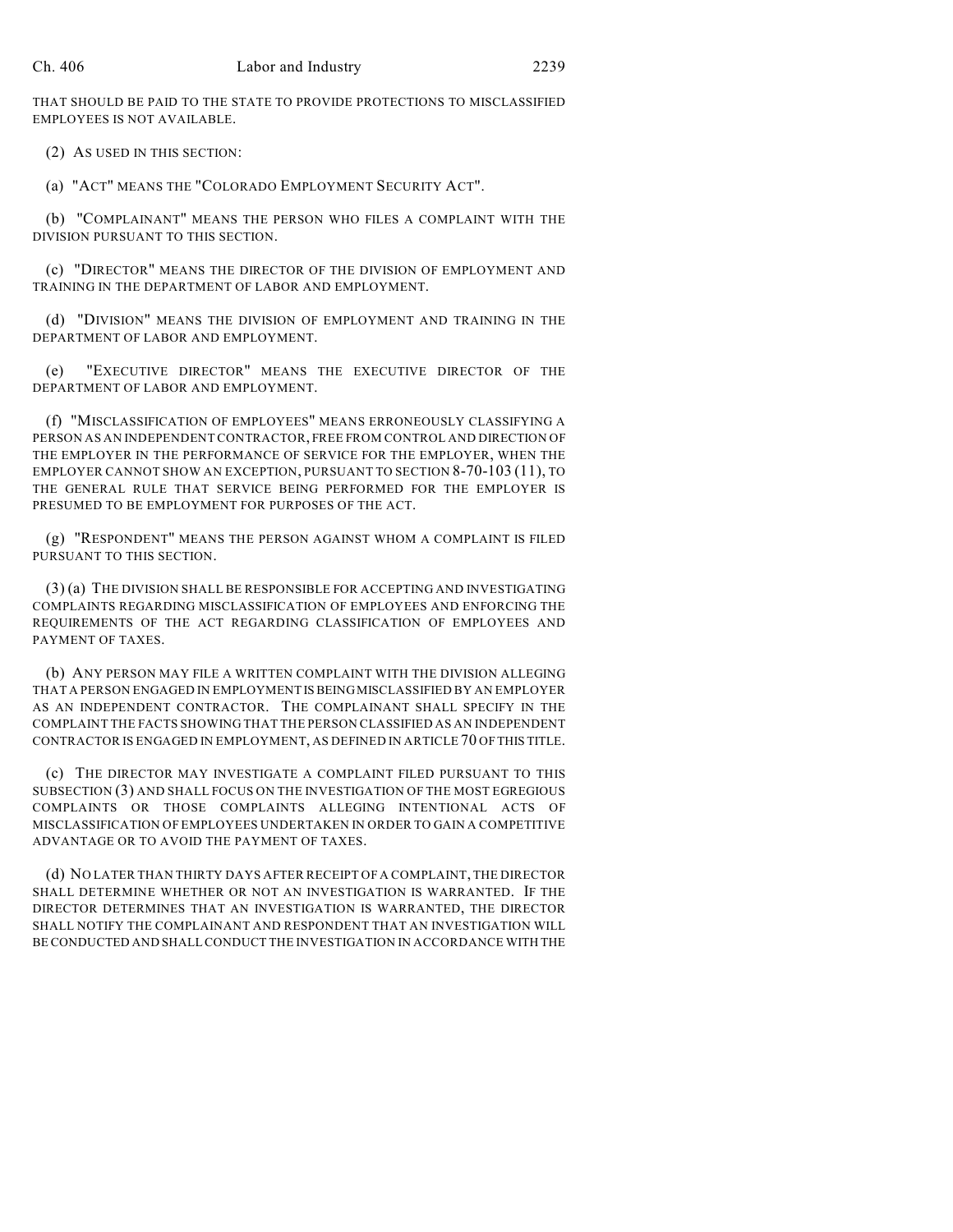THAT SHOULD BE PAID TO THE STATE TO PROVIDE PROTECTIONS TO MISCLASSIFIED EMPLOYEES IS NOT AVAILABLE.

(2) AS USED IN THIS SECTION:

(a) "ACT" MEANS THE "COLORADO EMPLOYMENT SECURITY ACT".

(b) "COMPLAINANT" MEANS THE PERSON WHO FILES A COMPLAINT WITH THE DIVISION PURSUANT TO THIS SECTION.

(c) "DIRECTOR" MEANS THE DIRECTOR OF THE DIVISION OF EMPLOYMENT AND TRAINING IN THE DEPARTMENT OF LABOR AND EMPLOYMENT.

(d) "DIVISION" MEANS THE DIVISION OF EMPLOYMENT AND TRAINING IN THE DEPARTMENT OF LABOR AND EMPLOYMENT.

(e) "EXECUTIVE DIRECTOR" MEANS THE EXECUTIVE DIRECTOR OF THE DEPARTMENT OF LABOR AND EMPLOYMENT.

(f) "MISCLASSIFICATION OF EMPLOYEES" MEANS ERRONEOUSLY CLASSIFYING A PERSON AS AN INDEPENDENT CONTRACTOR, FREE FROM CONTROL AND DIRECTION OF THE EMPLOYER IN THE PERFORMANCE OF SERVICE FOR THE EMPLOYER, WHEN THE EMPLOYER CANNOT SHOW AN EXCEPTION, PURSUANT TO SECTION 8-70-103 (11), TO THE GENERAL RULE THAT SERVICE BEING PERFORMED FOR THE EMPLOYER IS PRESUMED TO BE EMPLOYMENT FOR PURPOSES OF THE ACT.

(g) "RESPONDENT" MEANS THE PERSON AGAINST WHOM A COMPLAINT IS FILED PURSUANT TO THIS SECTION.

(3) (a) THE DIVISION SHALL BE RESPONSIBLE FOR ACCEPTING AND INVESTIGATING COMPLAINTS REGARDING MISCLASSIFICATION OF EMPLOYEES AND ENFORCING THE REQUIREMENTS OF THE ACT REGARDING CLASSIFICATION OF EMPLOYEES AND PAYMENT OF TAXES.

(b) ANY PERSON MAY FILE A WRITTEN COMPLAINT WITH THE DIVISION ALLEGING THAT A PERSON ENGAGED IN EMPLOYMENT IS BEING MISCLASSIFIED BY AN EMPLOYER AS AN INDEPENDENT CONTRACTOR. THE COMPLAINANT SHALL SPECIFY IN THE COMPLAINT THE FACTS SHOWING THAT THE PERSON CLASSIFIED AS AN INDEPENDENT CONTRACTOR IS ENGAGED IN EMPLOYMENT, AS DEFINED IN ARTICLE 70 OF THIS TITLE.

(c) THE DIRECTOR MAY INVESTIGATE A COMPLAINT FILED PURSUANT TO THIS SUBSECTION (3) AND SHALL FOCUS ON THE INVESTIGATION OF THE MOST EGREGIOUS COMPLAINTS OR THOSE COMPLAINTS ALLEGING INTENTIONAL ACTS OF MISCLASSIFICATION OF EMPLOYEES UNDERTAKEN IN ORDER TO GAIN A COMPETITIVE ADVANTAGE OR TO AVOID THE PAYMENT OF TAXES.

(d) NO LATER THAN THIRTY DAYS AFTER RECEIPT OF A COMPLAINT, THE DIRECTOR SHALL DETERMINE WHETHER OR NOT AN INVESTIGATION IS WARRANTED. IF THE DIRECTOR DETERMINES THAT AN INVESTIGATION IS WARRANTED, THE DIRECTOR SHALL NOTIFY THE COMPLAINANT AND RESPONDENT THAT AN INVESTIGATION WILL BE CONDUCTED AND SHALL CONDUCT THE INVESTIGATION IN ACCORDANCE WITH THE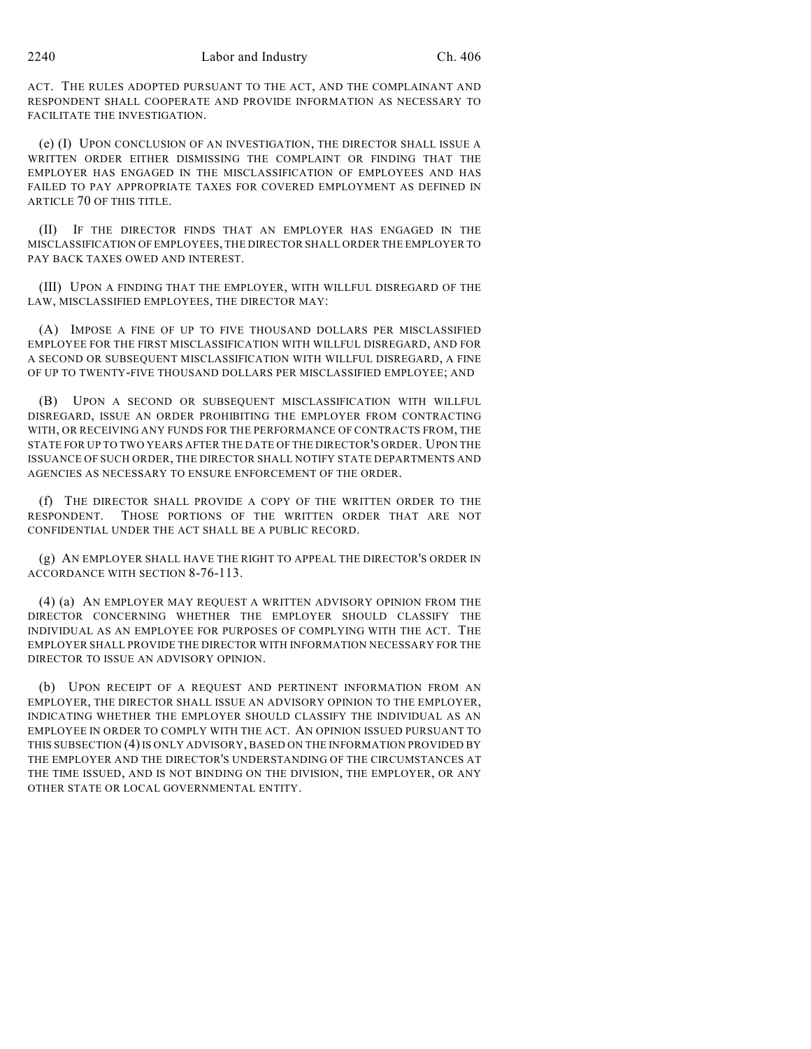ACT. THE RULES ADOPTED PURSUANT TO THE ACT, AND THE COMPLAINANT AND RESPONDENT SHALL COOPERATE AND PROVIDE INFORMATION AS NECESSARY TO FACILITATE THE INVESTIGATION.

(e) (I) UPON CONCLUSION OF AN INVESTIGATION, THE DIRECTOR SHALL ISSUE A WRITTEN ORDER EITHER DISMISSING THE COMPLAINT OR FINDING THAT THE EMPLOYER HAS ENGAGED IN THE MISCLASSIFICATION OF EMPLOYEES AND HAS FAILED TO PAY APPROPRIATE TAXES FOR COVERED EMPLOYMENT AS DEFINED IN ARTICLE 70 OF THIS TITLE.

(II) IF THE DIRECTOR FINDS THAT AN EMPLOYER HAS ENGAGED IN THE MISCLASSIFICATION OF EMPLOYEES, THE DIRECTOR SHALL ORDER THE EMPLOYER TO PAY BACK TAXES OWED AND INTEREST.

(III) UPON A FINDING THAT THE EMPLOYER, WITH WILLFUL DISREGARD OF THE LAW, MISCLASSIFIED EMPLOYEES, THE DIRECTOR MAY:

(A) IMPOSE A FINE OF UP TO FIVE THOUSAND DOLLARS PER MISCLASSIFIED EMPLOYEE FOR THE FIRST MISCLASSIFICATION WITH WILLFUL DISREGARD, AND FOR A SECOND OR SUBSEQUENT MISCLASSIFICATION WITH WILLFUL DISREGARD, A FINE OF UP TO TWENTY-FIVE THOUSAND DOLLARS PER MISCLASSIFIED EMPLOYEE; AND

(B) UPON A SECOND OR SUBSEQUENT MISCLASSIFICATION WITH WILLFUL DISREGARD, ISSUE AN ORDER PROHIBITING THE EMPLOYER FROM CONTRACTING WITH, OR RECEIVING ANY FUNDS FOR THE PERFORMANCE OF CONTRACTS FROM, THE STATE FOR UP TO TWO YEARS AFTER THE DATE OF THE DIRECTOR'S ORDER. UPON THE ISSUANCE OF SUCH ORDER, THE DIRECTOR SHALL NOTIFY STATE DEPARTMENTS AND AGENCIES AS NECESSARY TO ENSURE ENFORCEMENT OF THE ORDER.

(f) THE DIRECTOR SHALL PROVIDE A COPY OF THE WRITTEN ORDER TO THE RESPONDENT. THOSE PORTIONS OF THE WRITTEN ORDER THAT ARE NOT CONFIDENTIAL UNDER THE ACT SHALL BE A PUBLIC RECORD.

(g) AN EMPLOYER SHALL HAVE THE RIGHT TO APPEAL THE DIRECTOR'S ORDER IN ACCORDANCE WITH SECTION 8-76-113.

(4) (a) AN EMPLOYER MAY REQUEST A WRITTEN ADVISORY OPINION FROM THE DIRECTOR CONCERNING WHETHER THE EMPLOYER SHOULD CLASSIFY THE INDIVIDUAL AS AN EMPLOYEE FOR PURPOSES OF COMPLYING WITH THE ACT. THE EMPLOYER SHALL PROVIDE THE DIRECTOR WITH INFORMATION NECESSARY FOR THE DIRECTOR TO ISSUE AN ADVISORY OPINION.

(b) UPON RECEIPT OF A REQUEST AND PERTINENT INFORMATION FROM AN EMPLOYER, THE DIRECTOR SHALL ISSUE AN ADVISORY OPINION TO THE EMPLOYER, INDICATING WHETHER THE EMPLOYER SHOULD CLASSIFY THE INDIVIDUAL AS AN EMPLOYEE IN ORDER TO COMPLY WITH THE ACT. AN OPINION ISSUED PURSUANT TO THIS SUBSECTION (4) IS ONLY ADVISORY, BASED ON THE INFORMATION PROVIDED BY THE EMPLOYER AND THE DIRECTOR'S UNDERSTANDING OF THE CIRCUMSTANCES AT THE TIME ISSUED, AND IS NOT BINDING ON THE DIVISION, THE EMPLOYER, OR ANY OTHER STATE OR LOCAL GOVERNMENTAL ENTITY.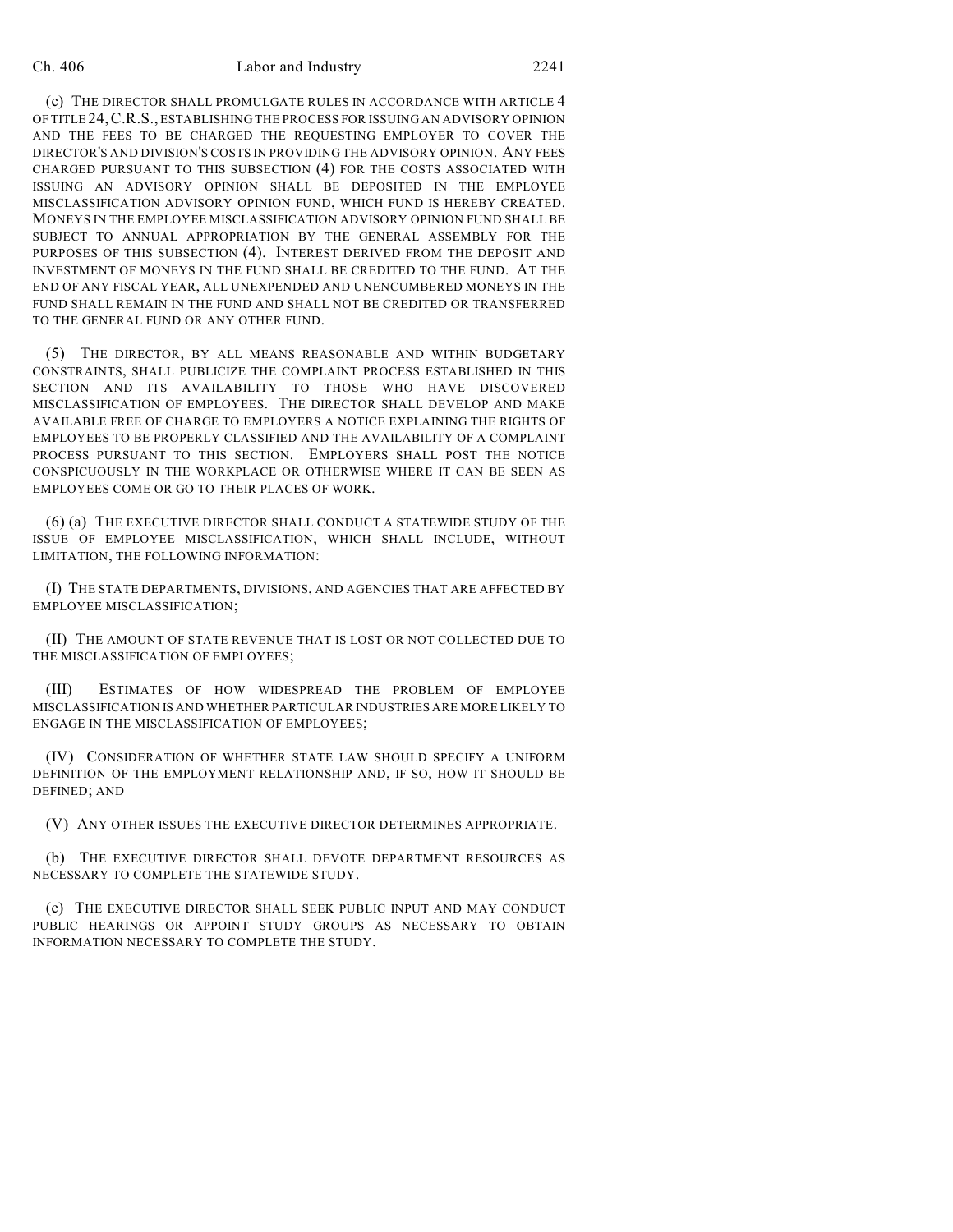(c) THE DIRECTOR SHALL PROMULGATE RULES IN ACCORDANCE WITH ARTICLE 4 OF TITLE 24, C.R.S., ESTABLISHING THE PROCESS FOR ISSUING AN ADVISORY OPINION AND THE FEES TO BE CHARGED THE REQUESTING EMPLOYER TO COVER THE DIRECTOR'S AND DIVISION'S COSTS IN PROVIDING THE ADVISORY OPINION. ANY FEES CHARGED PURSUANT TO THIS SUBSECTION (4) FOR THE COSTS ASSOCIATED WITH ISSUING AN ADVISORY OPINION SHALL BE DEPOSITED IN THE EMPLOYEE MISCLASSIFICATION ADVISORY OPINION FUND, WHICH FUND IS HEREBY CREATED. MONEYS IN THE EMPLOYEE MISCLASSIFICATION ADVISORY OPINION FUND SHALL BE SUBJECT TO ANNUAL APPROPRIATION BY THE GENERAL ASSEMBLY FOR THE PURPOSES OF THIS SUBSECTION (4). INTEREST DERIVED FROM THE DEPOSIT AND INVESTMENT OF MONEYS IN THE FUND SHALL BE CREDITED TO THE FUND. AT THE END OF ANY FISCAL YEAR, ALL UNEXPENDED AND UNENCUMBERED MONEYS IN THE FUND SHALL REMAIN IN THE FUND AND SHALL NOT BE CREDITED OR TRANSFERRED TO THE GENERAL FUND OR ANY OTHER FUND.

(5) THE DIRECTOR, BY ALL MEANS REASONABLE AND WITHIN BUDGETARY CONSTRAINTS, SHALL PUBLICIZE THE COMPLAINT PROCESS ESTABLISHED IN THIS SECTION AND ITS AVAILABILITY TO THOSE WHO HAVE DISCOVERED MISCLASSIFICATION OF EMPLOYEES. THE DIRECTOR SHALL DEVELOP AND MAKE AVAILABLE FREE OF CHARGE TO EMPLOYERS A NOTICE EXPLAINING THE RIGHTS OF EMPLOYEES TO BE PROPERLY CLASSIFIED AND THE AVAILABILITY OF A COMPLAINT PROCESS PURSUANT TO THIS SECTION. EMPLOYERS SHALL POST THE NOTICE CONSPICUOUSLY IN THE WORKPLACE OR OTHERWISE WHERE IT CAN BE SEEN AS EMPLOYEES COME OR GO TO THEIR PLACES OF WORK.

(6) (a) THE EXECUTIVE DIRECTOR SHALL CONDUCT A STATEWIDE STUDY OF THE ISSUE OF EMPLOYEE MISCLASSIFICATION, WHICH SHALL INCLUDE, WITHOUT LIMITATION, THE FOLLOWING INFORMATION:

(I) THE STATE DEPARTMENTS, DIVISIONS, AND AGENCIES THAT ARE AFFECTED BY EMPLOYEE MISCLASSIFICATION;

(II) THE AMOUNT OF STATE REVENUE THAT IS LOST OR NOT COLLECTED DUE TO THE MISCLASSIFICATION OF EMPLOYEES;

(III) ESTIMATES OF HOW WIDESPREAD THE PROBLEM OF EMPLOYEE MISCLASSIFICATION IS AND WHETHER PARTICULAR INDUSTRIES ARE MORE LIKELY TO ENGAGE IN THE MISCLASSIFICATION OF EMPLOYEES;

(IV) CONSIDERATION OF WHETHER STATE LAW SHOULD SPECIFY A UNIFORM DEFINITION OF THE EMPLOYMENT RELATIONSHIP AND, IF SO, HOW IT SHOULD BE DEFINED; AND

(V) ANY OTHER ISSUES THE EXECUTIVE DIRECTOR DETERMINES APPROPRIATE.

(b) THE EXECUTIVE DIRECTOR SHALL DEVOTE DEPARTMENT RESOURCES AS NECESSARY TO COMPLETE THE STATEWIDE STUDY.

(c) THE EXECUTIVE DIRECTOR SHALL SEEK PUBLIC INPUT AND MAY CONDUCT PUBLIC HEARINGS OR APPOINT STUDY GROUPS AS NECESSARY TO OBTAIN INFORMATION NECESSARY TO COMPLETE THE STUDY.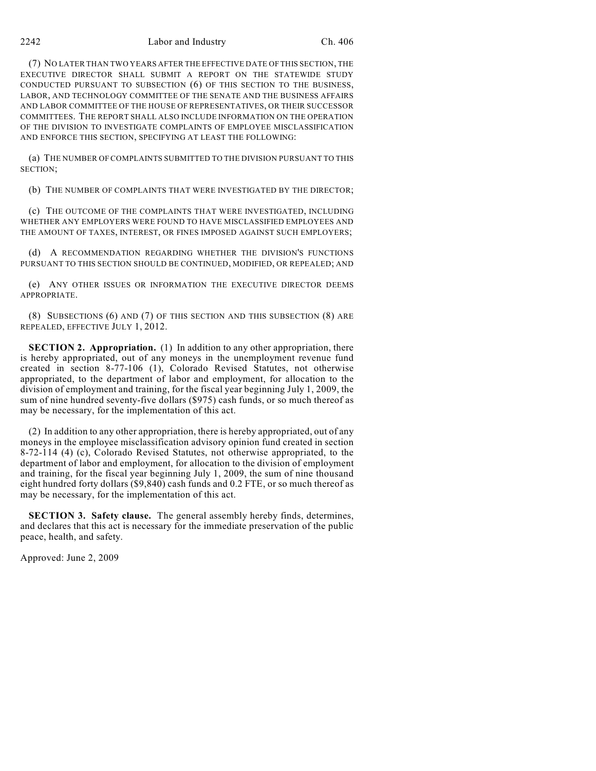(7) NO LATER THAN TWO YEARS AFTER THE EFFECTIVE DATE OF THIS SECTION, THE EXECUTIVE DIRECTOR SHALL SUBMIT A REPORT ON THE STATEWIDE STUDY CONDUCTED PURSUANT TO SUBSECTION (6) OF THIS SECTION TO THE BUSINESS, LABOR, AND TECHNOLOGY COMMITTEE OF THE SENATE AND THE BUSINESS AFFAIRS AND LABOR COMMITTEE OF THE HOUSE OF REPRESENTATIVES, OR THEIR SUCCESSOR COMMITTEES. THE REPORT SHALL ALSO INCLUDE INFORMATION ON THE OPERATION OF THE DIVISION TO INVESTIGATE COMPLAINTS OF EMPLOYEE MISCLASSIFICATION AND ENFORCE THIS SECTION, SPECIFYING AT LEAST THE FOLLOWING:

(a) THE NUMBER OF COMPLAINTS SUBMITTED TO THE DIVISION PURSUANT TO THIS SECTION;

(b) THE NUMBER OF COMPLAINTS THAT WERE INVESTIGATED BY THE DIRECTOR;

(c) THE OUTCOME OF THE COMPLAINTS THAT WERE INVESTIGATED, INCLUDING WHETHER ANY EMPLOYERS WERE FOUND TO HAVE MISCLASSIFIED EMPLOYEES AND THE AMOUNT OF TAXES, INTEREST, OR FINES IMPOSED AGAINST SUCH EMPLOYERS;

(d) A RECOMMENDATION REGARDING WHETHER THE DIVISION'S FUNCTIONS PURSUANT TO THIS SECTION SHOULD BE CONTINUED, MODIFIED, OR REPEALED; AND

(e) ANY OTHER ISSUES OR INFORMATION THE EXECUTIVE DIRECTOR DEEMS APPROPRIATE.

(8) SUBSECTIONS (6) AND (7) OF THIS SECTION AND THIS SUBSECTION (8) ARE REPEALED, EFFECTIVE JULY 1, 2012.

**SECTION 2. Appropriation.** (1) In addition to any other appropriation, there is hereby appropriated, out of any moneys in the unemployment revenue fund created in section 8-77-106 (1), Colorado Revised Statutes, not otherwise appropriated, to the department of labor and employment, for allocation to the division of employment and training, for the fiscal year beginning July 1, 2009, the sum of nine hundred seventy-five dollars ($975) cash funds, or so much thereof as may be necessary, for the implementation of this act.

(2) In addition to any other appropriation, there is hereby appropriated, out of any moneys in the employee misclassification advisory opinion fund created in section 8-72-114 (4) (c), Colorado Revised Statutes, not otherwise appropriated, to the department of labor and employment, for allocation to the division of employment and training, for the fiscal year beginning July 1, 2009, the sum of nine thousand eight hundred forty dollars ($9,840) cash funds and 0.2 FTE, or so much thereof as may be necessary, for the implementation of this act.

**SECTION 3. Safety clause.** The general assembly hereby finds, determines, and declares that this act is necessary for the immediate preservation of the public peace, health, and safety.

Approved: June 2, 2009